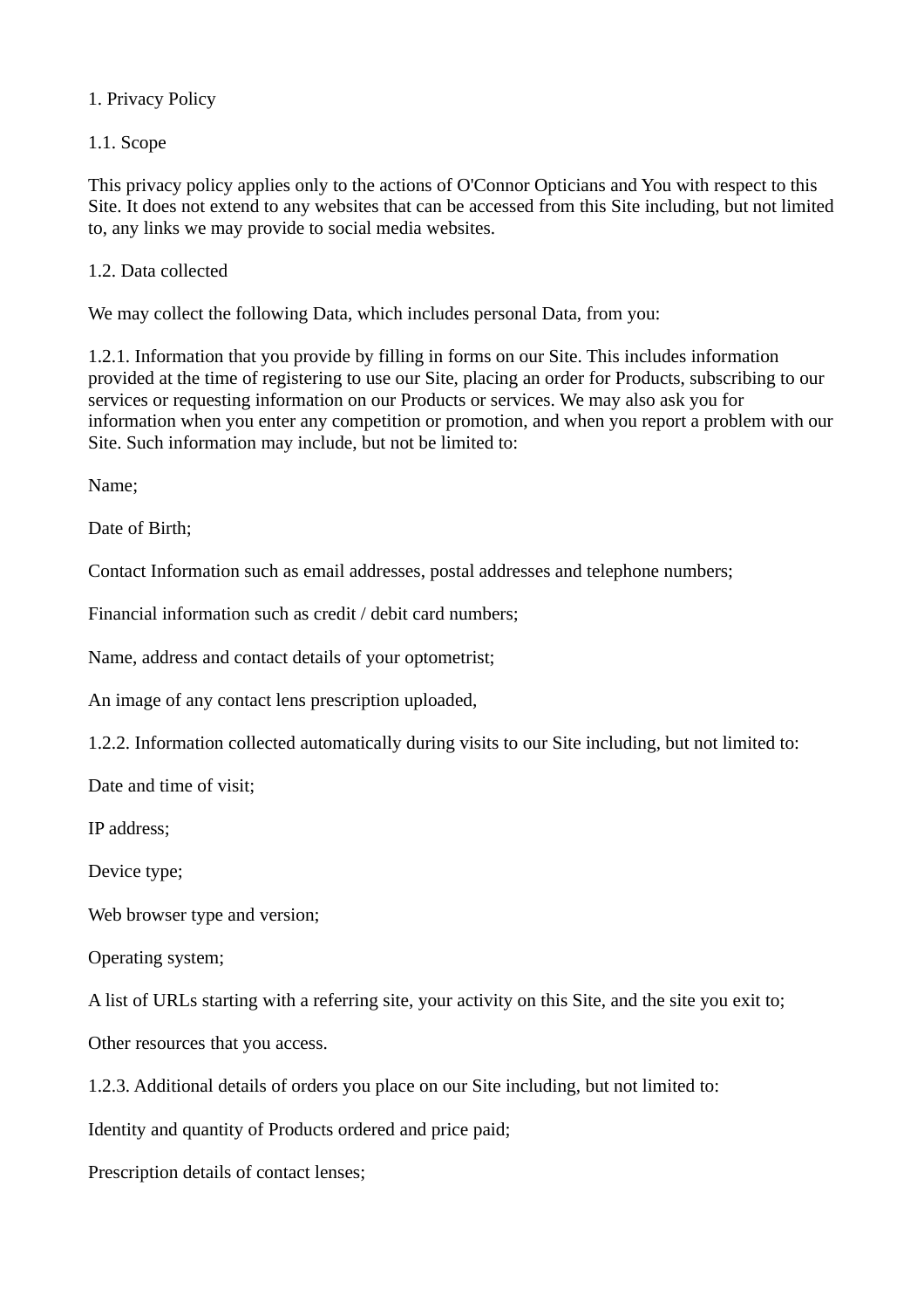# 1. Privacy Policy

## 1.1. Scope

This privacy policy applies only to the actions of O'Connor Opticians and You with respect to this Site. It does not extend to any websites that can be accessed from this Site including, but not limited to, any links we may provide to social media websites.

## 1.2. Data collected

We may collect the following Data, which includes personal Data, from you:

1.2.1. Information that you provide by filling in forms on our Site. This includes information provided at the time of registering to use our Site, placing an order for Products, subscribing to our services or requesting information on our Products or services. We may also ask you for information when you enter any competition or promotion, and when you report a problem with our Site. Such information may include, but not be limited to:

Name;

Date of Birth;

Contact Information such as email addresses, postal addresses and telephone numbers;

Financial information such as credit / debit card numbers;

Name, address and contact details of your optometrist;

An image of any contact lens prescription uploaded,

1.2.2. Information collected automatically during visits to our Site including, but not limited to:

Date and time of visit;

IP address;

Device type;

Web browser type and version;

Operating system;

A list of URLs starting with a referring site, your activity on this Site, and the site you exit to;

Other resources that you access.

1.2.3. Additional details of orders you place on our Site including, but not limited to:

Identity and quantity of Products ordered and price paid;

Prescription details of contact lenses;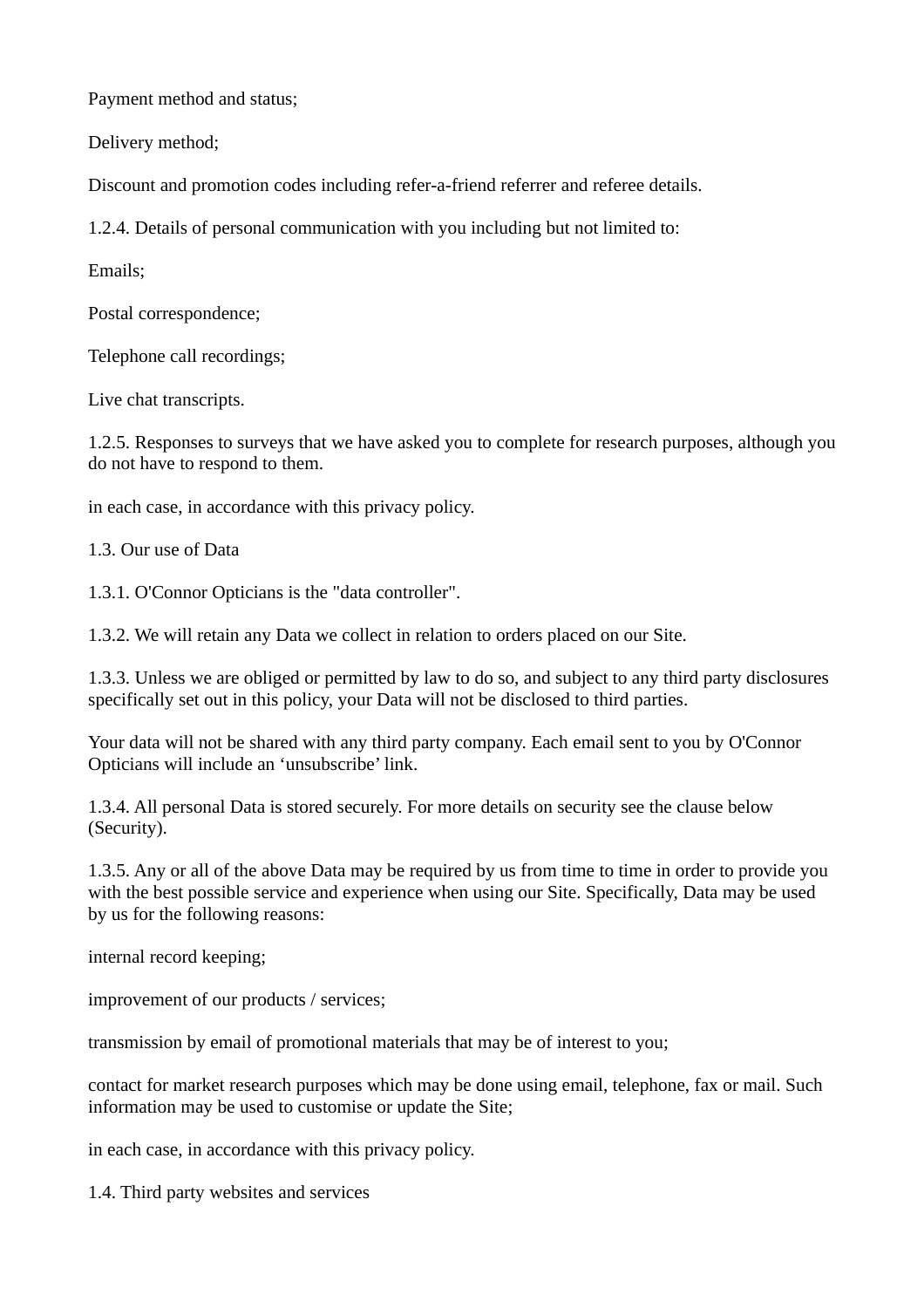Payment method and status;

Delivery method;

Discount and promotion codes including refer-a-friend referrer and referee details.

1.2.4. Details of personal communication with you including but not limited to:

Emails;

Postal correspondence;

Telephone call recordings;

Live chat transcripts.

1.2.5. Responses to surveys that we have asked you to complete for research purposes, although you do not have to respond to them.

in each case, in accordance with this privacy policy.

1.3. Our use of Data

1.3.1. O'Connor Opticians is the "data controller".

1.3.2. We will retain any Data we collect in relation to orders placed on our Site.

1.3.3. Unless we are obliged or permitted by law to do so, and subject to any third party disclosures specifically set out in this policy, your Data will not be disclosed to third parties.

Your data will not be shared with any third party company. Each email sent to you by O'Connor Opticians will include an 'unsubscribe' link.

1.3.4. All personal Data is stored securely. For more details on security see the clause below (Security).

1.3.5. Any or all of the above Data may be required by us from time to time in order to provide you with the best possible service and experience when using our Site. Specifically, Data may be used by us for the following reasons:

internal record keeping;

improvement of our products / services;

transmission by email of promotional materials that may be of interest to you;

contact for market research purposes which may be done using email, telephone, fax or mail. Such information may be used to customise or update the Site;

in each case, in accordance with this privacy policy.

1.4. Third party websites and services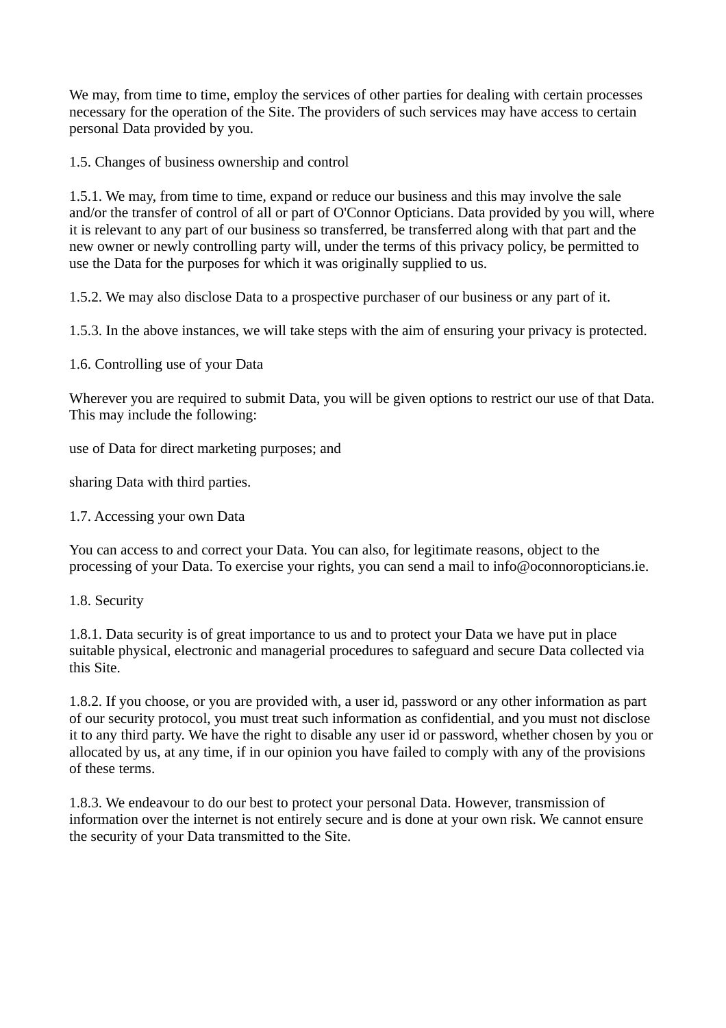We may, from time to time, employ the services of other parties for dealing with certain processes necessary for the operation of the Site. The providers of such services may have access to certain personal Data provided by you.

### 1.5. Changes of business ownership and control

1.5.1. We may, from time to time, expand or reduce our business and this may involve the sale and/or the transfer of control of all or part of O'Connor Opticians. Data provided by you will, where it is relevant to any part of our business so transferred, be transferred along with that part and the new owner or newly controlling party will, under the terms of this privacy policy, be permitted to use the Data for the purposes for which it was originally supplied to us.

1.5.2. We may also disclose Data to a prospective purchaser of our business or any part of it.

1.5.3. In the above instances, we will take steps with the aim of ensuring your privacy is protected.

### 1.6. Controlling use of your Data

Wherever you are required to submit Data, you will be given options to restrict our use of that Data. This may include the following:

use of Data for direct marketing purposes; and

sharing Data with third parties.

### 1.7. Accessing your own Data

You can access to and correct your Data. You can also, for legitimate reasons, object to the processing of your Data. To exercise your rights, you can send a mail to info@oconnoropticians.ie.

### 1.8. Security

1.8.1. Data security is of great importance to us and to protect your Data we have put in place suitable physical, electronic and managerial procedures to safeguard and secure Data collected via this Site.

1.8.2. If you choose, or you are provided with, a user id, password or any other information as part of our security protocol, you must treat such information as confidential, and you must not disclose it to any third party. We have the right to disable any user id or password, whether chosen by you or allocated by us, at any time, if in our opinion you have failed to comply with any of the provisions of these terms.

1.8.3. We endeavour to do our best to protect your personal Data. However, transmission of information over the internet is not entirely secure and is done at your own risk. We cannot ensure the security of your Data transmitted to the Site.